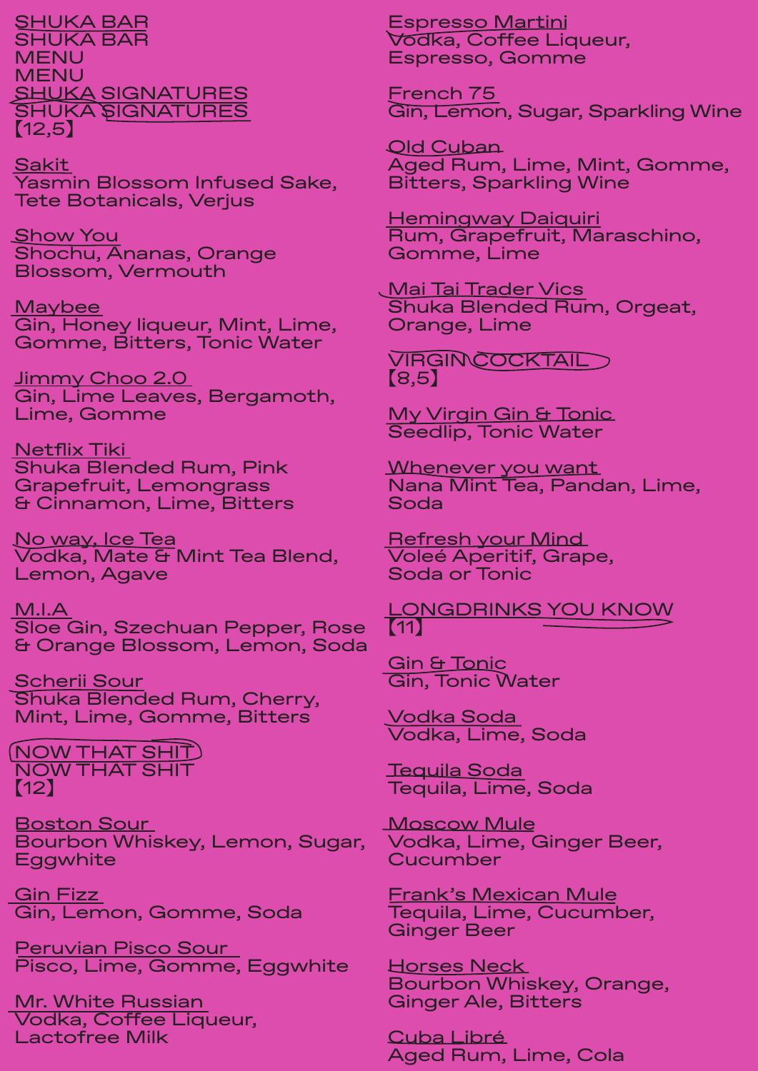# SHUKA BAR MENU

## SHUKA SIGNATURES

【12,5】

**Sakit**
Yasmin Blossom Infused Sake, Tete Botanicals, Verjus

**Show You**
Shochu, Ananas, Orange Blossom, Vermouth

**Maybee**
Gin, Honey liqueur, Mint, Lime, Gomme, Bitters, Tonic Water

**Jimmy Choo 2.0**
Gin, Lime Leaves, Bergamoth, Lime, Gomme

**Netflix Tiki**
Shuka Blended Rum, Pink Grapefruit, Lemongrass & Cinnamon, Lime, Bitters

**No way, Ice Tea**
Vodka, Mate & Mint Tea Blend, Lemon, Agave

**M.I.A**
Sloe Gin, Szechuan Pepper, Rose & Orange Blossom, Lemon, Soda

**Scherii Sour**
Shuka Blended Rum, Cherry, Mint, Lime, Gomme, Bitters

## NOW THAT SHIT

【12】

**Boston Sour**
Bourbon Whiskey, Lemon, Sugar, Eggwhite

**Gin Fizz**
Gin, Lemon, Gomme, Soda

**Peruvian Pisco Sour**
Pisco, Lime, Gomme, Eggwhite

**Mr. White Russian**
Vodka, Coffee Liqueur, Lactofree Milk

**Espresso Martini**
Vodka, Coffee Liqueur, Espresso, Gomme

**French 75**
Gin, Lemon, Sugar, Sparkling Wine

**Old Cuban**
Aged Rum, Lime, Mint, Gomme, Bitters, Sparkling Wine

**Hemingway Daiquiri**
Rum, Grapefruit, Maraschino, Gomme, Lime

**Mai Tai Trader Vics**
Shuka Blended Rum, Orgeat, Orange, Lime

## VIRGIN COCKTAIL

【8,5】

**My Virgin Gin & Tonic**
Seedlip, Tonic Water

**Whenever you want**
Nana Mint Tea, Pandan, Lime, Soda

**Refresh your Mind**
Voleé Aperitif, Grape, Soda or Tonic

## LONGDRINKS YOU KNOW

【11】

**Gin & Tonic**
Gin, Tonic Water

**Vodka Soda**
Vodka, Lime, Soda

**Tequila Soda**
Tequila, Lime, Soda

**Moscow Mule**
Vodka, Lime, Ginger Beer, Cucumber

**Frank's Mexican Mule**
Tequila, Lime, Cucumber, Ginger Beer

**Horses Neck**
Bourbon Whiskey, Orange, Ginger Ale, Bitters

**Cuba Libré**
Aged Rum, Lime, Cola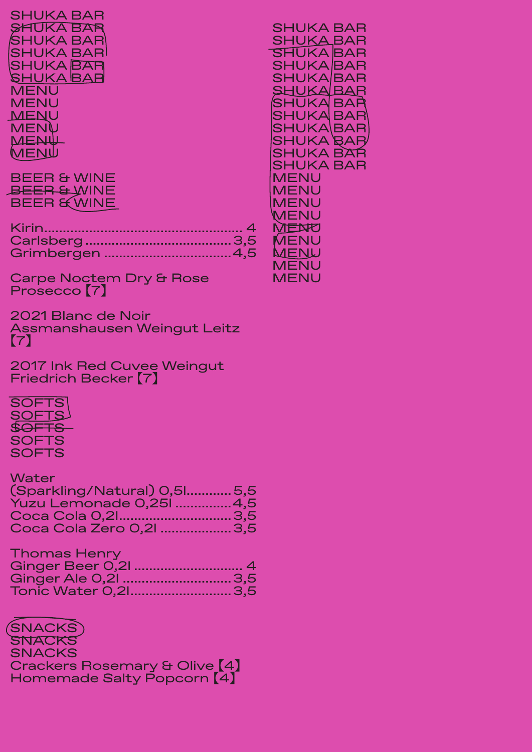SHUKA BAR
SHUKA BAR
SHUKA BAR
SHUKA BAR
SHUKA BAR
SHUKA BAR
MENU
MENU
MENU
MENU
MENU
MENU

## BEER & WINE
BEER & WINE
BEER & WINE

Kirin.................................................... 4
Carlsberg ......................................3,5
Grimbergen .................................4,5

Carpe Noctem Dry & Rose Prosecco【7】

2021 Blanc de Noir Assmanshausen Weingut Leitz【7】

2017 Ink Red Cuvee Weingut Friedrich Becker【7】

## SOFTS
SOFTS
SOFTS
SOFTS
SOFTS

Water
(Sparkling/Natural) 0,5l............5,5
Yuzu Lemonade 0,25l ...............4,5
Coca Cola 0,2l.............................3,5
Coca Cola Zero 0,2l ...................3,5

Thomas Henry
Ginger Beer 0,2l ............................ 4
Ginger Ale 0,2l .............................3,5
Tonic Water 0,2l..........................3,5

## SNACKS
SNACKS
SNACKS

Crackers Rosemary & Olive【4】
Homemade Salty Popcorn【4】

SHUKA BAR
SHUKA BAR
SHUKA BAR
SHUKA BAR
SHUKA BAR
SHUKA BAR
SHUKA BAR
SHUKA BAR
SHUKA BAR
SHUKA BAR
SHUKA BAR
SHUKA BAR
MENU
MENU
MENU
MENU
MENU
MENU
MENU
MENU
MENU